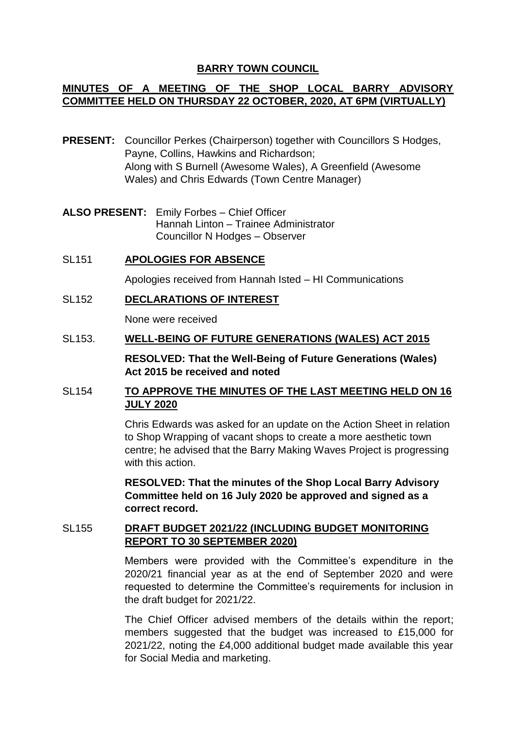# BARRY TOWN COUNCIL

## MINUTES OF A MEETING OF THE SHOP LOCAL BARRY ADVISORY COMMITTEE HELD ON THURSDAY 22 OCTOBER, 2020, AT 6PM (VIRTUALLY)

**PRESENT:** Councillor Perkes (Chairperson) together with Councillors S Hodges, Payne, Collins, Hawkins and Richardson;
Along with S Burnell (Awesome Wales), A Greenfield (Awesome Wales) and Chris Edwards (Town Centre Manager)

**ALSO PRESENT:** Emily Forbes – Chief Officer
Hannah Linton – Trainee Administrator
Councillor N Hodges – Observer

### SL151 APOLOGIES FOR ABSENCE

Apologies received from Hannah Isted – HI Communications

### SL152 DECLARATIONS OF INTEREST

None were received

### SL153. WELL-BEING OF FUTURE GENERATIONS (WALES) ACT 2015

**RESOLVED: That the Well-Being of Future Generations (Wales) Act 2015 be received and noted**

### SL154 TO APPROVE THE MINUTES OF THE LAST MEETING HELD ON 16 JULY 2020

Chris Edwards was asked for an update on the Action Sheet in relation to Shop Wrapping of vacant shops to create a more aesthetic town centre; he advised that the Barry Making Waves Project is progressing with this action.

**RESOLVED: That the minutes of the Shop Local Barry Advisory Committee held on 16 July 2020 be approved and signed as a correct record.**

### SL155 DRAFT BUDGET 2021/22 (INCLUDING BUDGET MONITORING REPORT TO 30 SEPTEMBER 2020)

Members were provided with the Committee's expenditure in the 2020/21 financial year as at the end of September 2020 and were requested to determine the Committee's requirements for inclusion in the draft budget for 2021/22.

The Chief Officer advised members of the details within the report; members suggested that the budget was increased to £15,000 for 2021/22, noting the £4,000 additional budget made available this year for Social Media and marketing.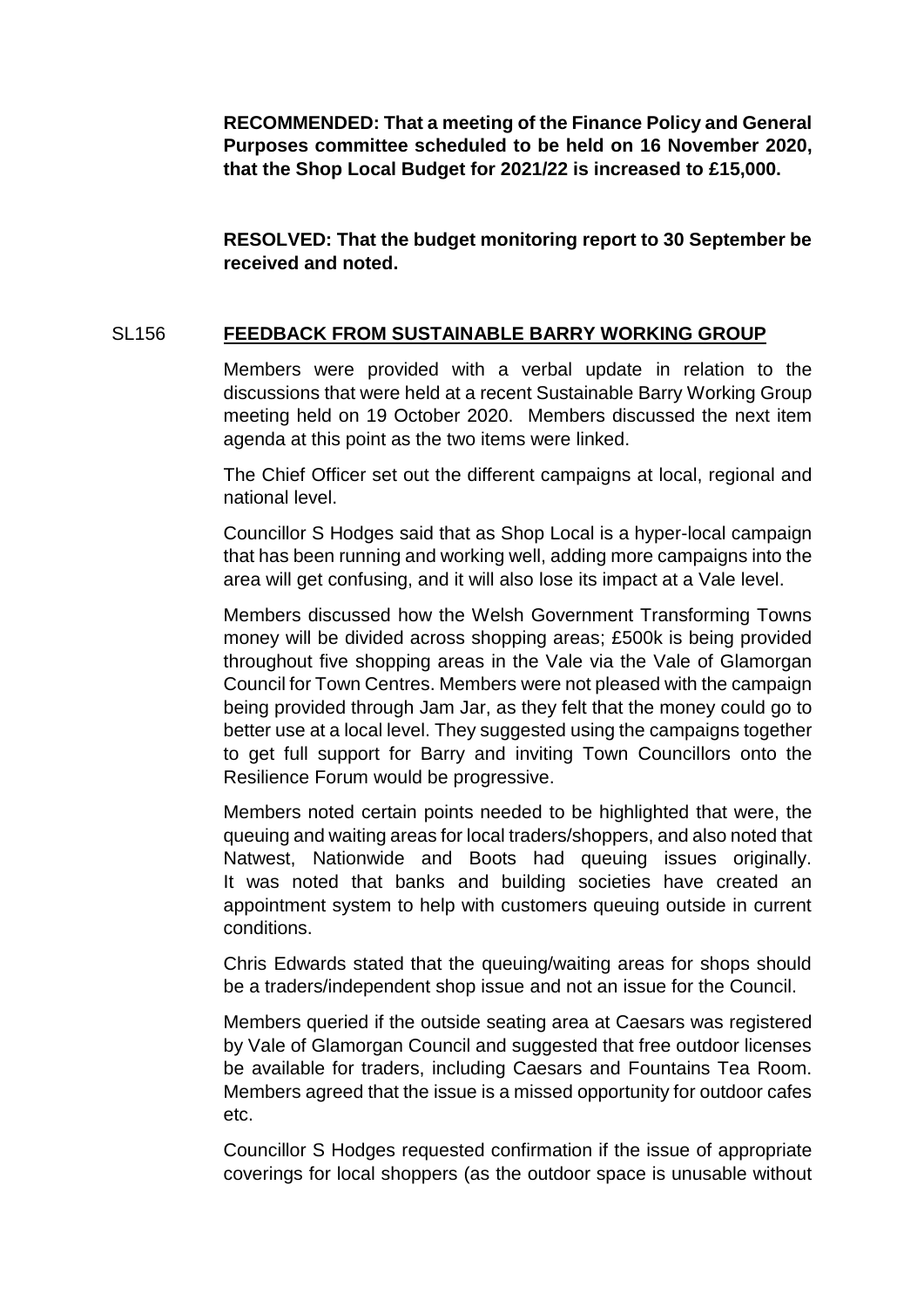**RECOMMENDED: That a meeting of the Finance Policy and General Purposes committee scheduled to be held on 16 November 2020, that the Shop Local Budget for 2021/22 is increased to £15,000.**

**RESOLVED: That the budget monitoring report to 30 September be received and noted.**

## SL156 **FEEDBACK FROM SUSTAINABLE BARRY WORKING GROUP**

Members were provided with a verbal update in relation to the discussions that were held at a recent Sustainable Barry Working Group meeting held on 19 October 2020. Members discussed the next item agenda at this point as the two items were linked.

The Chief Officer set out the different campaigns at local, regional and national level.

Councillor S Hodges said that as Shop Local is a hyper-local campaign that has been running and working well, adding more campaigns into the area will get confusing, and it will also lose its impact at a Vale level.

Members discussed how the Welsh Government Transforming Towns money will be divided across shopping areas; £500k is being provided throughout five shopping areas in the Vale via the Vale of Glamorgan Council for Town Centres. Members were not pleased with the campaign being provided through Jam Jar, as they felt that the money could go to better use at a local level. They suggested using the campaigns together to get full support for Barry and inviting Town Councillors onto the Resilience Forum would be progressive.

Members noted certain points needed to be highlighted that were, the queuing and waiting areas for local traders/shoppers, and also noted that Natwest, Nationwide and Boots had queuing issues originally. It was noted that banks and building societies have created an appointment system to help with customers queuing outside in current conditions.

Chris Edwards stated that the queuing/waiting areas for shops should be a traders/independent shop issue and not an issue for the Council.

Members queried if the outside seating area at Caesars was registered by Vale of Glamorgan Council and suggested that free outdoor licenses be available for traders, including Caesars and Fountains Tea Room. Members agreed that the issue is a missed opportunity for outdoor cafes etc.

Councillor S Hodges requested confirmation if the issue of appropriate coverings for local shoppers (as the outdoor space is unusable without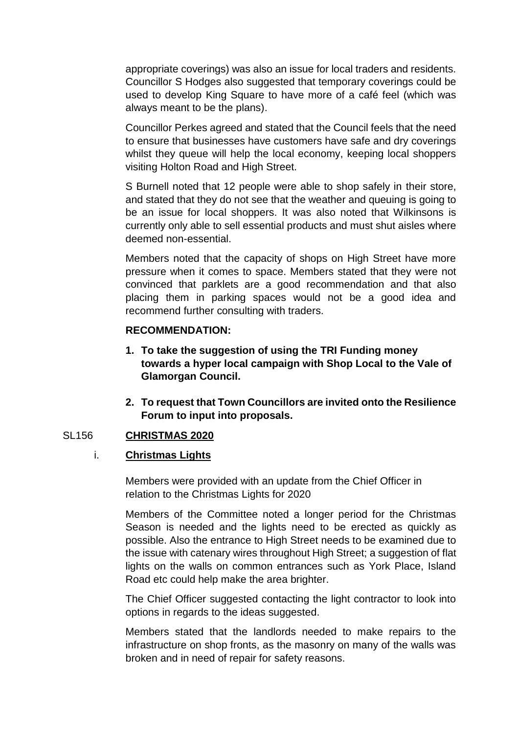appropriate coverings) was also an issue for local traders and residents. Councillor S Hodges also suggested that temporary coverings could be used to develop King Square to have more of a café feel (which was always meant to be the plans).

Councillor Perkes agreed and stated that the Council feels that the need to ensure that businesses have customers have safe and dry coverings whilst they queue will help the local economy, keeping local shoppers visiting Holton Road and High Street.

S Burnell noted that 12 people were able to shop safely in their store, and stated that they do not see that the weather and queuing is going to be an issue for local shoppers. It was also noted that Wilkinsons is currently only able to sell essential products and must shut aisles where deemed non-essential.

Members noted that the capacity of shops on High Street have more pressure when it comes to space. Members stated that they were not convinced that parklets are a good recommendation and that also placing them in parking spaces would not be a good idea and recommend further consulting with traders.

**RECOMMENDATION:**

1. **To take the suggestion of using the TRI Funding money towards a hyper local campaign with Shop Local to the Vale of Glamorgan Council.**
2. **To request that Town Councillors are invited onto the Resilience Forum to input into proposals.**

## SL156 CHRISTMAS 2020

### i. Christmas Lights

Members were provided with an update from the Chief Officer in relation to the Christmas Lights for 2020

Members of the Committee noted a longer period for the Christmas Season is needed and the lights need to be erected as quickly as possible. Also the entrance to High Street needs to be examined due to the issue with catenary wires throughout High Street; a suggestion of flat lights on the walls on common entrances such as York Place, Island Road etc could help make the area brighter.

The Chief Officer suggested contacting the light contractor to look into options in regards to the ideas suggested.

Members stated that the landlords needed to make repairs to the infrastructure on shop fronts, as the masonry on many of the walls was broken and in need of repair for safety reasons.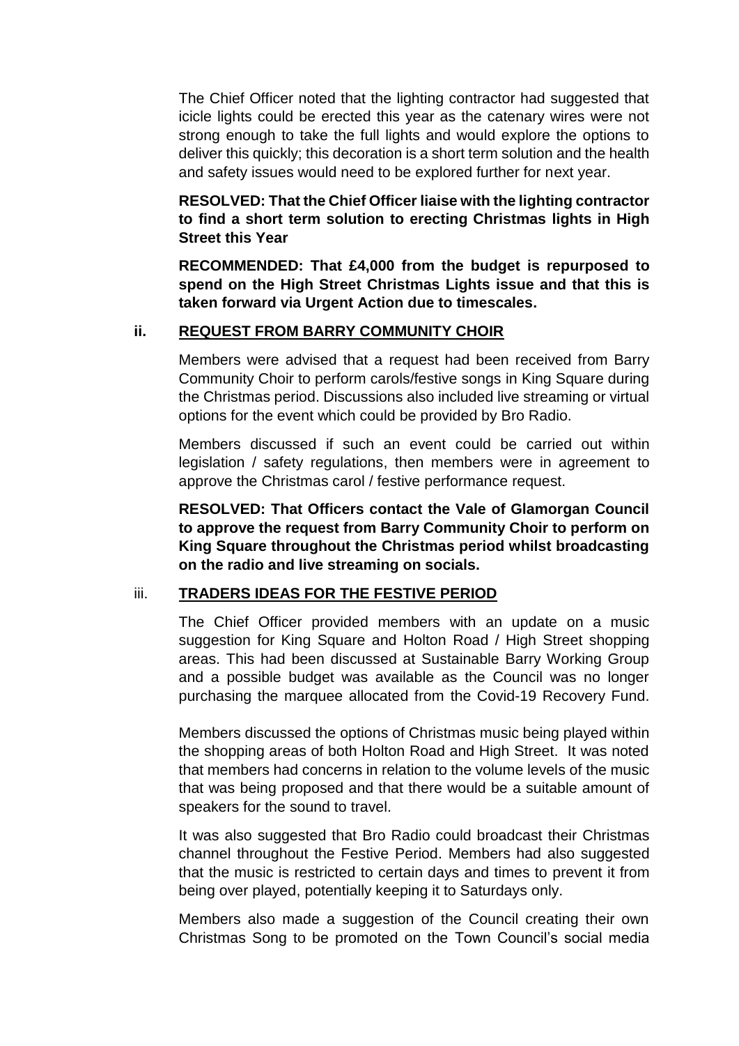The Chief Officer noted that the lighting contractor had suggested that icicle lights could be erected this year as the catenary wires were not strong enough to take the full lights and would explore the options to deliver this quickly; this decoration is a short term solution and the health and safety issues would need to be explored further for next year.

**RESOLVED: That the Chief Officer liaise with the lighting contractor to find a short term solution to erecting Christmas lights in High Street this Year**

**RECOMMENDED: That £4,000 from the budget is repurposed to spend on the High Street Christmas Lights issue and that this is taken forward via Urgent Action due to timescales.**

**ii. REQUEST FROM BARRY COMMUNITY CHOIR**

Members were advised that a request had been received from Barry Community Choir to perform carols/festive songs in King Square during the Christmas period. Discussions also included live streaming or virtual options for the event which could be provided by Bro Radio.

Members discussed if such an event could be carried out within legislation / safety regulations, then members were in agreement to approve the Christmas carol / festive performance request.

**RESOLVED: That Officers contact the Vale of Glamorgan Council to approve the request from Barry Community Choir to perform on King Square throughout the Christmas period whilst broadcasting on the radio and live streaming on socials.**

iii. **TRADERS IDEAS FOR THE FESTIVE PERIOD**

The Chief Officer provided members with an update on a music suggestion for King Square and Holton Road / High Street shopping areas. This had been discussed at Sustainable Barry Working Group and a possible budget was available as the Council was no longer purchasing the marquee allocated from the Covid-19 Recovery Fund.

Members discussed the options of Christmas music being played within the shopping areas of both Holton Road and High Street. It was noted that members had concerns in relation to the volume levels of the music that was being proposed and that there would be a suitable amount of speakers for the sound to travel.

It was also suggested that Bro Radio could broadcast their Christmas channel throughout the Festive Period. Members had also suggested that the music is restricted to certain days and times to prevent it from being over played, potentially keeping it to Saturdays only.

Members also made a suggestion of the Council creating their own Christmas Song to be promoted on the Town Council's social media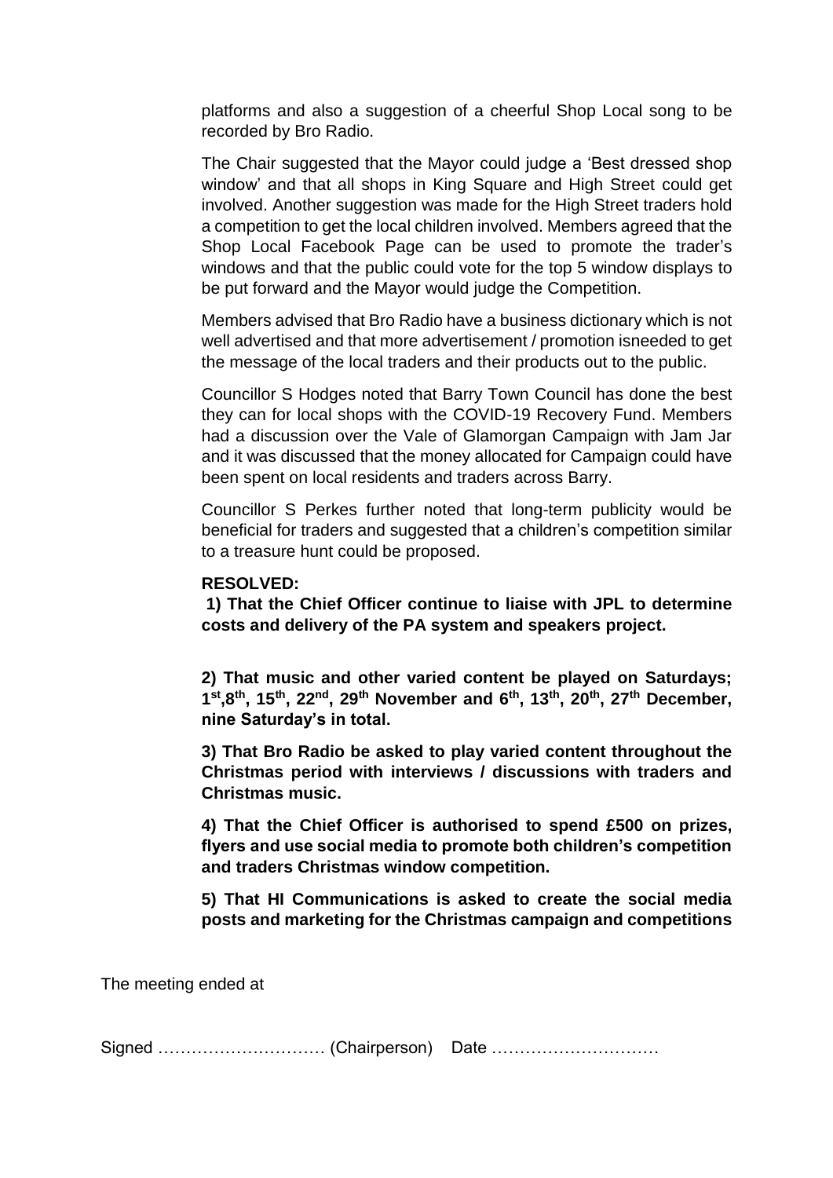platforms and also a suggestion of a cheerful Shop Local song to be recorded by Bro Radio.

The Chair suggested that the Mayor could judge a 'Best dressed shop window' and that all shops in King Square and High Street could get involved. Another suggestion was made for the High Street traders hold a competition to get the local children involved. Members agreed that the Shop Local Facebook Page can be used to promote the trader's windows and that the public could vote for the top 5 window displays to be put forward and the Mayor would judge the Competition.

Members advised that Bro Radio have a business dictionary which is not well advertised and that more advertisement / promotion isneeded to get the message of the local traders and their products out to the public.

Councillor S Hodges noted that Barry Town Council has done the best they can for local shops with the COVID-19 Recovery Fund. Members had a discussion over the Vale of Glamorgan Campaign with Jam Jar and it was discussed that the money allocated for Campaign could have been spent on local residents and traders across Barry.

Councillor S Perkes further noted that long-term publicity would be beneficial for traders and suggested that a children's competition similar to a treasure hunt could be proposed.

**RESOLVED:**

**1) That the Chief Officer continue to liaise with JPL to determine costs and delivery of the PA system and speakers project.**

**2) That music and other varied content be played on Saturdays; 1st,8th, 15th, 22nd, 29th November and 6th, 13th, 20th, 27th December, nine Saturday's in total.**

**3) That Bro Radio be asked to play varied content throughout the Christmas period with interviews / discussions with traders and Christmas music.**

**4) That the Chief Officer is authorised to spend £500 on prizes, flyers and use social media to promote both children's competition and traders Christmas window competition.**

**5) That HI Communications is asked to create the social media posts and marketing for the Christmas campaign and competitions**

The meeting ended at

Signed ………………………… (Chairperson) Date …………………………